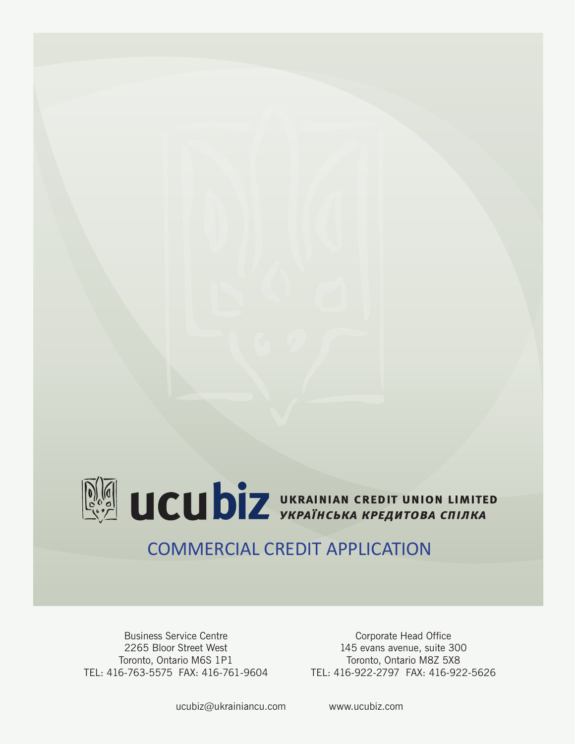**ucubiz** UKRAINIAN CREDIT UNION LIMITED
*УКРАЇНСЬКА КРЕДИТОВА СПІЛКА*

# COMMERCIAL CREDIT APPLICATION

Business Service Centre
2265 Bloor Street West
Toronto, Ontario M6S 1P1
TEL: 416-763-5575 FAX: 416-761-9604

Corporate Head Office
145 evans avenue, suite 300
Toronto, Ontario M8Z 5X8
TEL: 416-922-2797 FAX: 416-922-5626

ucubiz@ukrainiancu.com

www.ucubiz.com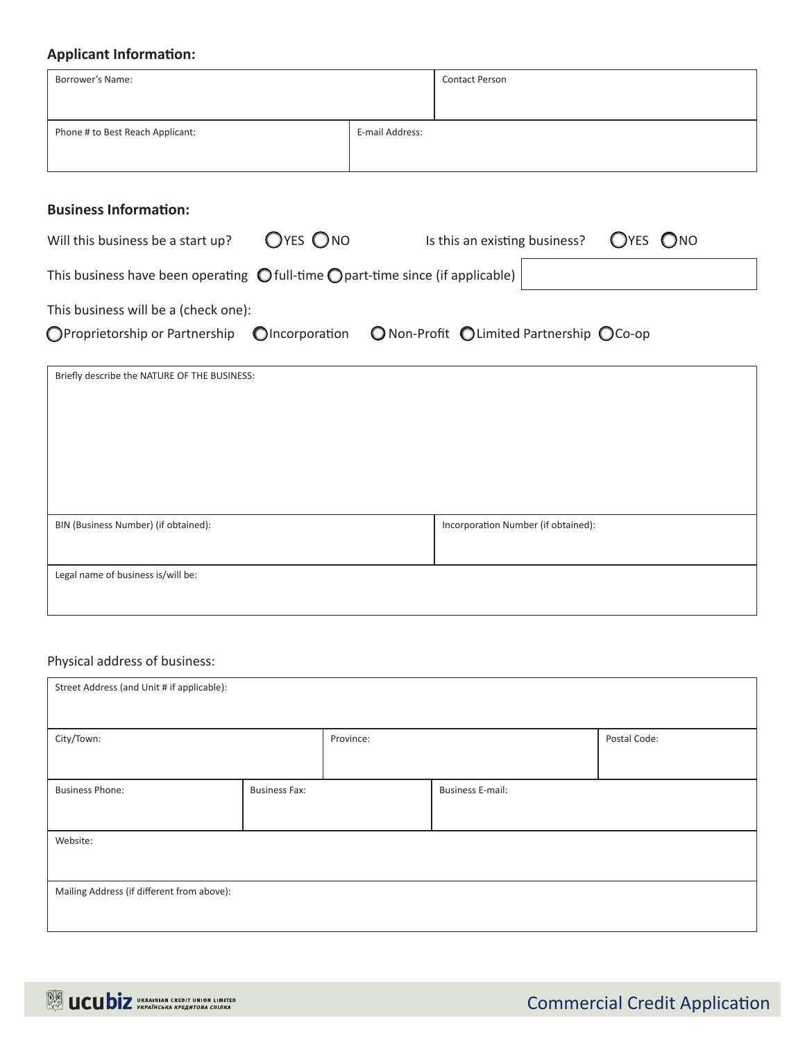### Applicant Information:

| Borrower's Name: | Contact Person |
|---|---|
| | |

| Phone # to Best Reach Applicant: | E-mail Address: |
|---|---|
| | |

### Business Information:

Will this business be a start up? ◯YES ◯NO Is this an existing business? ◯YES ◯NO

This business have been operating ◯full-time ◯part-time since (if applicable) ______

This business will be a (check one):

◯Proprietorship or Partnership ◯Incorporation ◯Non-Profit ◯Limited Partnership ◯Co-op

| Briefly describe the NATURE OF THE BUSINESS: |
|---|
| |

| BIN (Business Number) (if obtained): | Incorporation Number (if obtained): |
|---|---|
| | |

| Legal name of business is/will be: |
|---|
| |

Physical address of business:

| Street Address (and Unit # if applicable): |
|---|
| |

| City/Town: | Province: | Postal Code: |
|---|---|---|
| | | |

| Business Phone: | Business Fax: | Business E-mail: |
|---|---|---|
| | | |

| Website: |
|---|
| |

| Mailing Address (if different from above): |
|---|
| |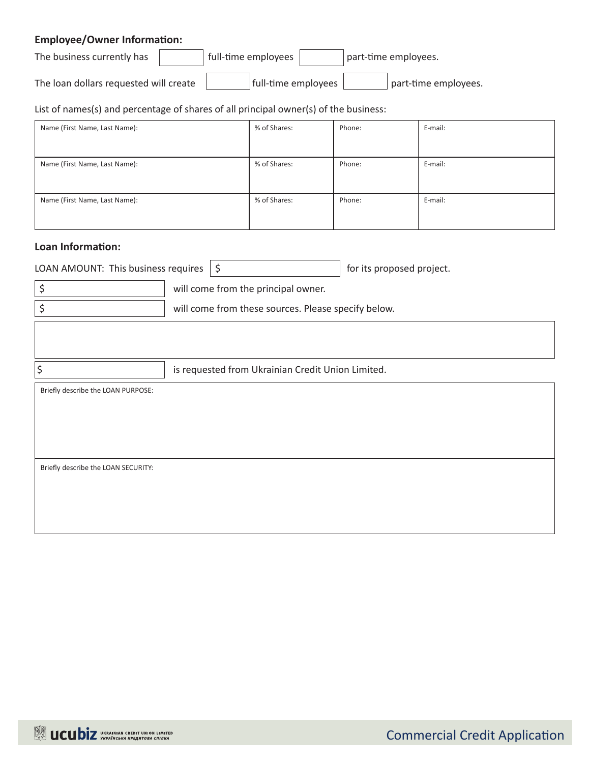**Employee/Owner Information:**

The business currently has ______ full-time employees ______ part-time employees.

The loan dollars requested will create ______ full-time employees ______ part-time employees.

List of names(s) and percentage of shares of all principal owner(s) of the business:

| Name (First Name, Last Name): | % of Shares: | Phone: | E-mail: |
|---|---|---|---|
| Name (First Name, Last Name): | % of Shares: | Phone: | E-mail: |
| Name (First Name, Last Name): | % of Shares: | Phone: | E-mail: |

**Loan Information:**

LOAN AMOUNT: This business requires $ ______ for its proposed project.

$ ______ will come from the principal owner.

$ ______ will come from these sources. Please specify below.

$ ______ is requested from Ukrainian Credit Union Limited.

Briefly describe the LOAN PURPOSE:

Briefly describe the LOAN SECURITY: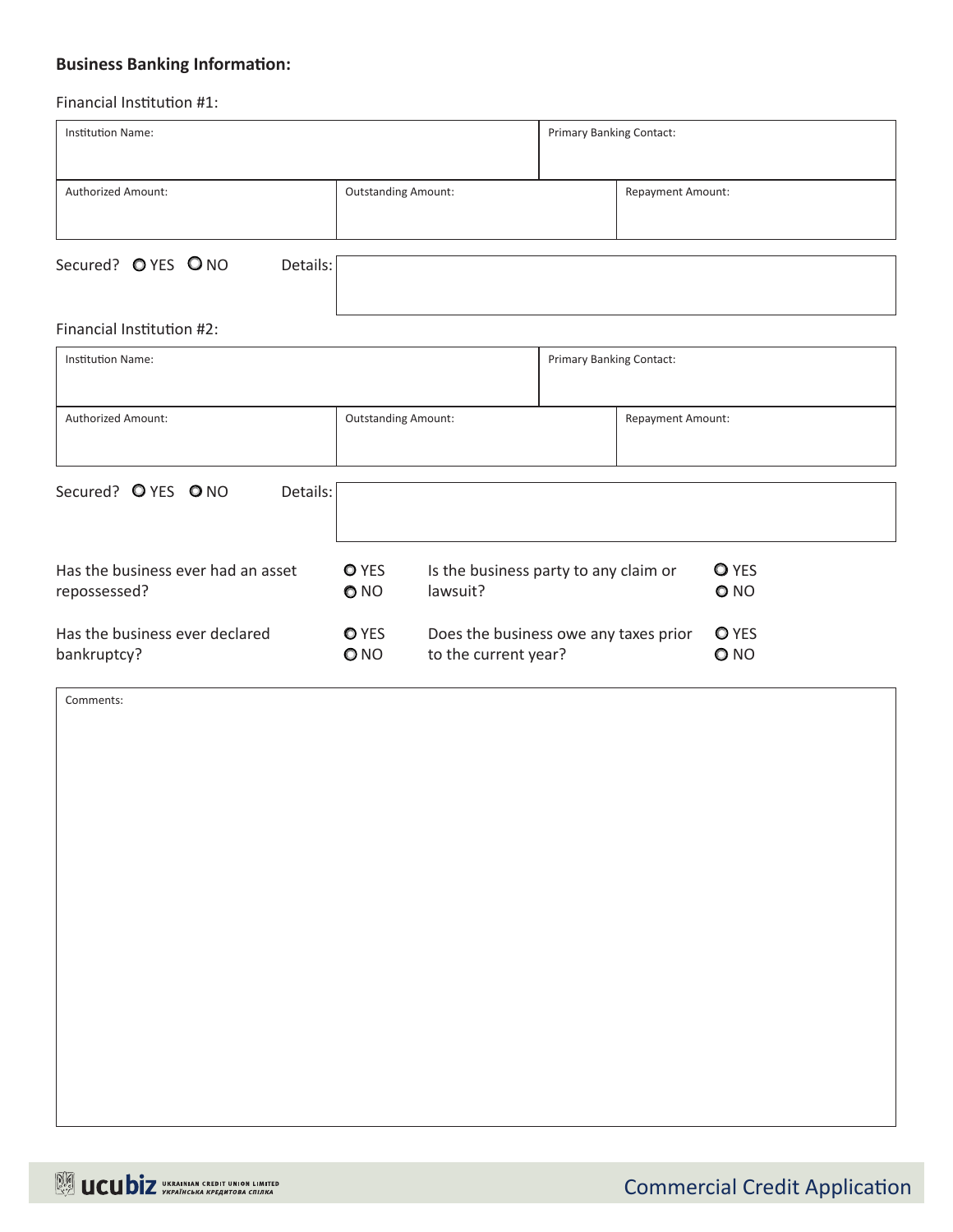**Business Banking Information:**

Financial Institution #1:

| Institution Name: | | Primary Banking Contact: |
|---|---|---|
| Authorized Amount: | Outstanding Amount: | Repayment Amount: |

Secured? ○ YES ○ NO    Details:

Financial Institution #2:

| Institution Name: | | Primary Banking Contact: |
|---|---|---|
| Authorized Amount: | Outstanding Amount: | Repayment Amount: |

Secured? ○ YES ○ NO    Details:

| | | | |
|---|---|---|---|
| Has the business ever had an asset repossessed? | ○ YES ○ NO | Is the business party to any claim or lawsuit? | ○ YES ○ NO |
| Has the business ever declared bankruptcy? | ○ YES ○ NO | Does the business owe any taxes prior to the current year? | ○ YES ○ NO |

Comments: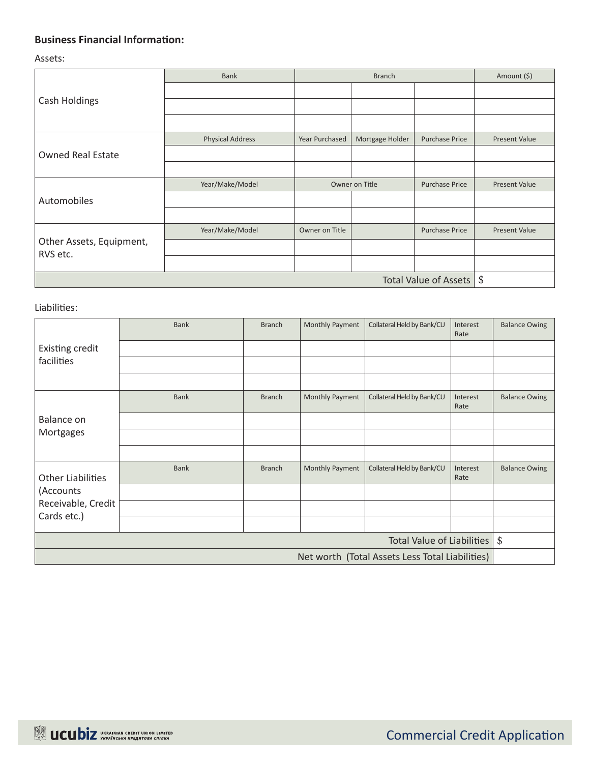**Business Financial Information:**

Assets:

| | Bank | Branch | | | Amount ($) |
|---|---|---|---|---|---|
| Cash Holdings | | | | | |
| | | | | | |
| | | | | | |
| | **Physical Address** | **Year Purchased** | **Mortgage Holder** | **Purchase Price** | **Present Value** |
| Owned Real Estate | | | | | |
| | | | | | |
| | **Year/Make/Model** | **Owner on Title** | | **Purchase Price** | **Present Value** |
| Automobiles | | | | | |
| | | | | | |
| | **Year/Make/Model** | **Owner on Title** | | **Purchase Price** | **Present Value** |
| Other Assets, Equipment, RVS etc. | | | | | |
| | | | | | |
| | | | | Total Value of Assets | $ |

Liabilities:

| | Bank | Branch | Monthly Payment | Collateral Held by Bank/CU | Interest Rate | Balance Owing |
|---|---|---|---|---|---|---|
| Existing credit facilities | | | | | | |
| | | | | | | |
| | | | | | | |
| | **Bank** | **Branch** | **Monthly Payment** | **Collateral Held by Bank/CU** | **Interest Rate** | **Balance Owing** |
| Balance on Mortgages | | | | | | |
| | | | | | | |
| | | | | | | |
| | **Bank** | **Branch** | **Monthly Payment** | **Collateral Held by Bank/CU** | **Interest Rate** | **Balance Owing** |
| Other Liabilities (Accounts Receivable, Credit Cards etc.) | | | | | | |
| | | | | | | |
| | | | | | | |
| | | | | | Total Value of Liabilities | $ |
| | | | | | Net worth (Total Assets Less Total Liabilities) | |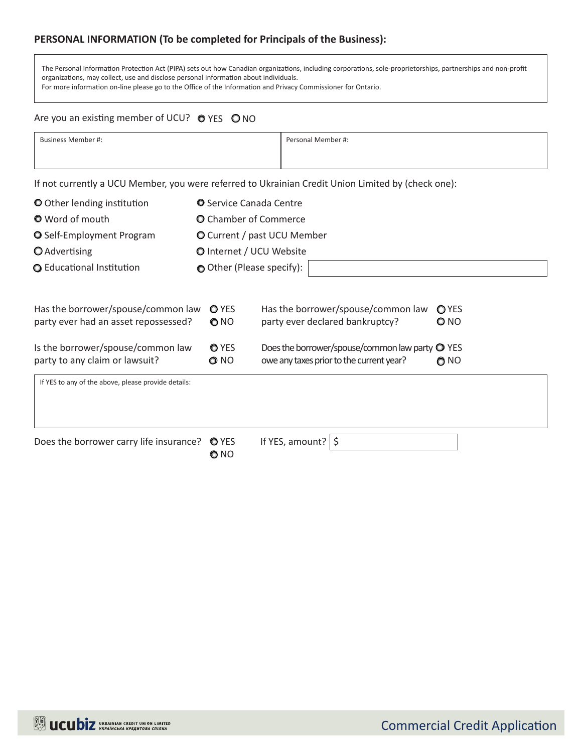**PERSONAL INFORMATION (To be completed for Principals of the Business):**

The Personal Information Protection Act (PIPA) sets out how Canadian organizations, including corporations, sole-proprietorships, partnerships and non-profit organizations, may collect, use and disclose personal information about individuals.
For more information on-line please go to the Office of the Information and Privacy Commissioner for Ontario.

Are you an existing member of UCU? ○ YES ○ NO

| Business Member #: | Personal Member #: |
|---|---|
| | |

If not currently a UCU Member, you were referred to Ukrainian Credit Union Limited by (check one):

- ○ Other lending institution
- ○ Word of mouth
- ○ Self-Employment Program
- ○ Advertising
- ○ Educational Institution
- ○ Service Canada Centre
- ○ Chamber of Commerce
- ○ Current / past UCU Member
- ○ Internet / UCU Website
- ○ Other (Please specify):

Has the borrower/spouse/common law party ever had an asset repossessed? ○ YES ○ NO

Has the borrower/spouse/common law party ever declared bankruptcy? ○ YES ○ NO

Is the borrower/spouse/common law party to any claim or lawsuit? ○ YES ○ NO

Does the borrower/spouse/common law party owe any taxes prior to the current year? ○ YES ○ NO

If YES to any of the above, please provide details:

Does the borrower carry life insurance? ○ YES ○ NO

If YES, amount? $

Commercial Credit Application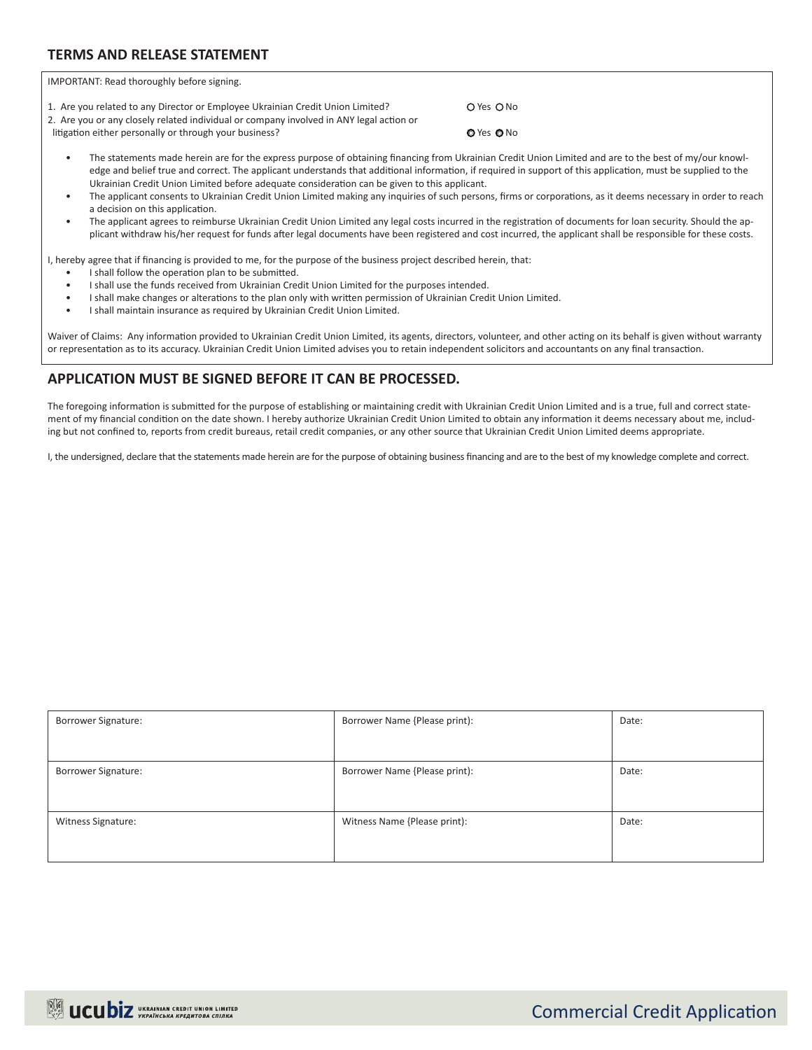## TERMS AND RELEASE STATEMENT

IMPORTANT: Read thoroughly before signing.

1. Are you related to any Director or Employee Ukrainian Credit Union Limited? ○ Yes ○ No
2. Are you or any closely related individual or company involved in ANY legal action or litigation either personally or through your business? ○ Yes ○ No

- The statements made herein are for the express purpose of obtaining financing from Ukrainian Credit Union Limited and are to the best of my/our knowledge and belief true and correct. The applicant understands that additional information, if required in support of this application, must be supplied to the Ukrainian Credit Union Limited before adequate consideration can be given to this applicant.
- The applicant consents to Ukrainian Credit Union Limited making any inquiries of such persons, firms or corporations, as it deems necessary in order to reach a decision on this application.
- The applicant agrees to reimburse Ukrainian Credit Union Limited any legal costs incurred in the registration of documents for loan security. Should the applicant withdraw his/her request for funds after legal documents have been registered and cost incurred, the applicant shall be responsible for these costs.

I, hereby agree that if financing is provided to me, for the purpose of the business project described herein, that:

- I shall follow the operation plan to be submitted.
- I shall use the funds received from Ukrainian Credit Union Limited for the purposes intended.
- I shall make changes or alterations to the plan only with written permission of Ukrainian Credit Union Limited.
- I shall maintain insurance as required by Ukrainian Credit Union Limited.

Waiver of Claims: Any information provided to Ukrainian Credit Union Limited, its agents, directors, volunteer, and other acting on its behalf is given without warranty or representation as to its accuracy. Ukrainian Credit Union Limited advises you to retain independent solicitors and accountants on any final transaction.

## APPLICATION MUST BE SIGNED BEFORE IT CAN BE PROCESSED.

The foregoing information is submitted for the purpose of establishing or maintaining credit with Ukrainian Credit Union Limited and is a true, full and correct statement of my financial condition on the date shown. I hereby authorize Ukrainian Credit Union Limited to obtain any information it deems necessary about me, including but not confined to, reports from credit bureaus, retail credit companies, or any other source that Ukrainian Credit Union Limited deems appropriate.

I, the undersigned, declare that the statements made herein are for the purpose of obtaining business financing and are to the best of my knowledge complete and correct.

| | | |
|---|---|---|
| Borrower Signature: | Borrower Name {Please print): | Date: |
| Borrower Signature: | Borrower Name {Please print): | Date: |
| Witness Signature: | Witness Name {Please print): | Date: |